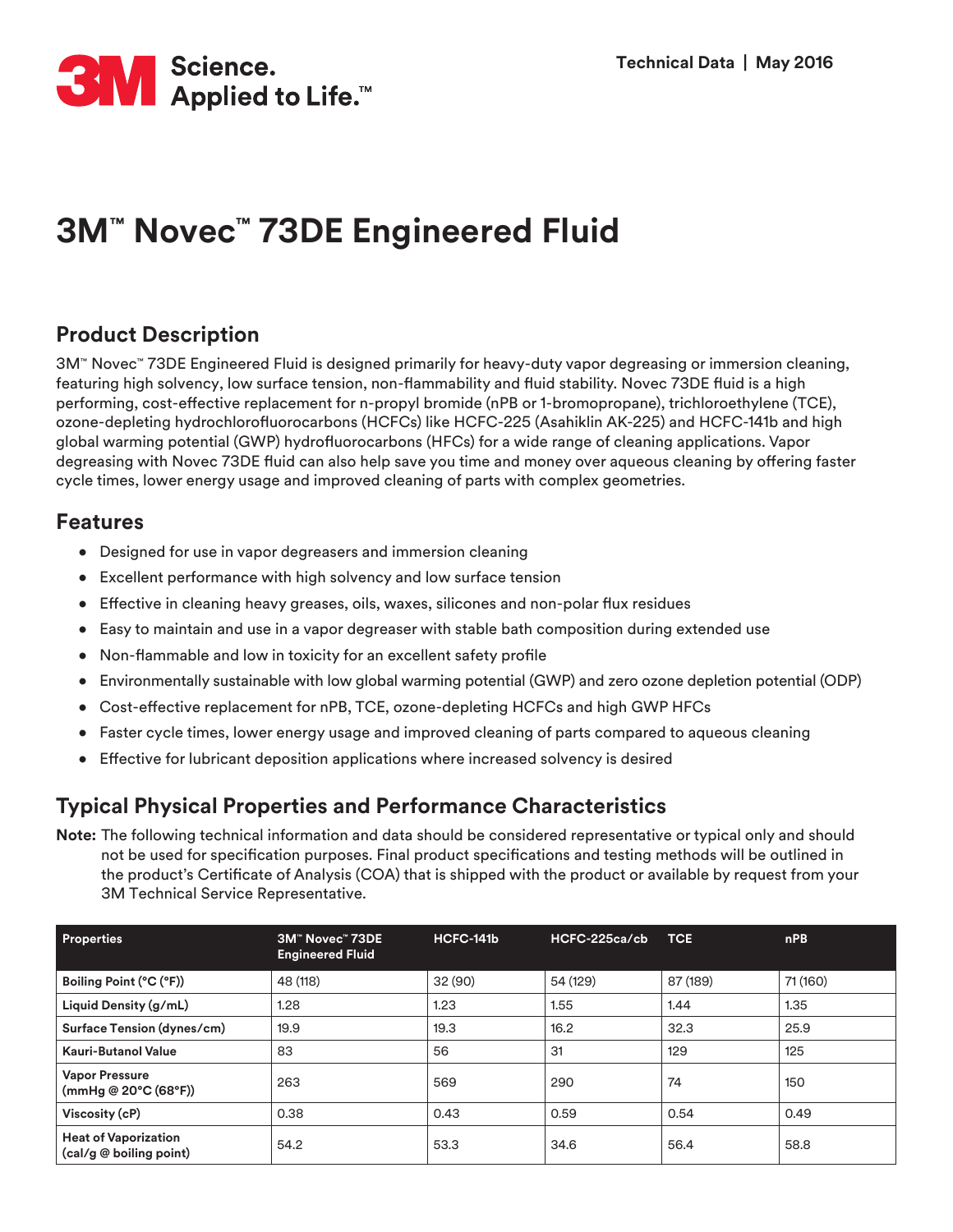# 3M™ Novec™ 73DE Engineered Fluid

## Product Description

3M™ Novec™ 73DE Engineered Fluid is designed primarily for heavy-duty vapor degreasing or immersion cleaning, featuring high solvency, low surface tension, non-flammability and fluid stability. Novec 73DE fluid is a high performing, cost-effective replacement for n-propyl bromide (nPB or 1-bromopropane), trichloroethylene (TCE), ozone-depleting hydrochlorofluorocarbons (HCFCs) like HCFC-225 (Asahiklin AK-225) and HCFC-141b and high global warming potential (GWP) hydrofluorocarbons (HFCs) for a wide range of cleaning applications. Vapor degreasing with Novec 73DE fluid can also help save you time and money over aqueous cleaning by offering faster cycle times, lower energy usage and improved cleaning of parts with complex geometries.

## Features

- Designed for use in vapor degreasers and immersion cleaning
- Excellent performance with high solvency and low surface tension
- Effective in cleaning heavy greases, oils, waxes, silicones and non-polar flux residues
- Easy to maintain and use in a vapor degreaser with stable bath composition during extended use
- Non-flammable and low in toxicity for an excellent safety profile
- Environmentally sustainable with low global warming potential (GWP) and zero ozone depletion potential (ODP)
- Cost-effective replacement for nPB, TCE, ozone-depleting HCFCs and high GWP HFCs
- Faster cycle times, lower energy usage and improved cleaning of parts compared to aqueous cleaning
- Effective for lubricant deposition applications where increased solvency is desired

## Typical Physical Properties and Performance Characteristics

**Note:** The following technical information and data should be considered representative or typical only and should not be used for specification purposes. Final product specifications and testing methods will be outlined in the product's Certificate of Analysis (COA) that is shipped with the product or available by request from your 3M Technical Service Representative.

| Properties | 3M™ Novec™ 73DE Engineered Fluid | HCFC-141b | HCFC-225ca/cb | TCE | nPB |
|---|---|---|---|---|---|
| Boiling Point (°C (°F)) | 48 (118) | 32 (90) | 54 (129) | 87 (189) | 71 (160) |
| Liquid Density (g/mL) | 1.28 | 1.23 | 1.55 | 1.44 | 1.35 |
| Surface Tension (dynes/cm) | 19.9 | 19.3 | 16.2 | 32.3 | 25.9 |
| Kauri-Butanol Value | 83 | 56 | 31 | 129 | 125 |
| Vapor Pressure (mmHg @ 20°C (68°F)) | 263 | 569 | 290 | 74 | 150 |
| Viscosity (cP) | 0.38 | 0.43 | 0.59 | 0.54 | 0.49 |
| Heat of Vaporization (cal/g @ boiling point) | 54.2 | 53.3 | 34.6 | 56.4 | 58.8 |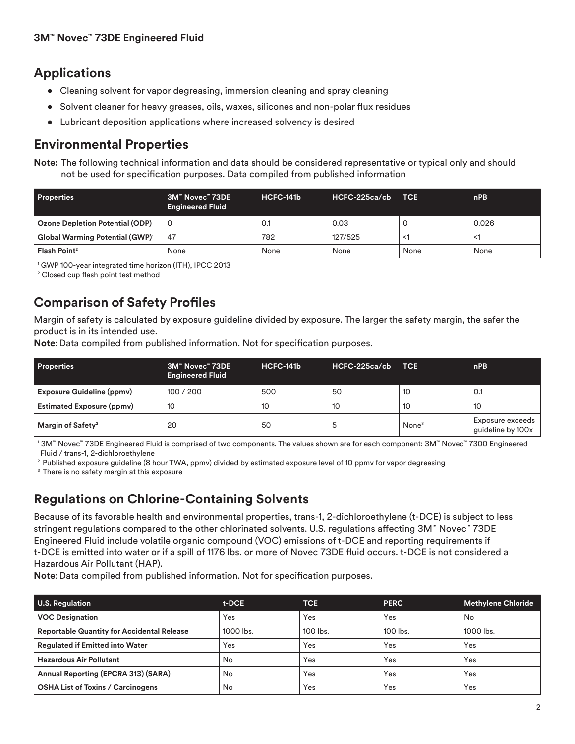## Applications

- Cleaning solvent for vapor degreasing, immersion cleaning and spray cleaning
- Solvent cleaner for heavy greases, oils, waxes, silicones and non-polar flux residues
- Lubricant deposition applications where increased solvency is desired

## Environmental Properties

**Note:** The following technical information and data should be considered representative or typical only and should not be used for specification purposes. Data compiled from published information

| Properties | 3M™ Novec™ 73DE Engineered Fluid | HCFC-141b | HCFC-225ca/cb | TCE | nPB |
|---|---|---|---|---|---|
| **Ozone Depletion Potential (ODP)** | 0 | 0.1 | 0.03 | 0 | 0.026 |
| **Global Warming Potential (GWP)**[1] | 47 | 782 | 127/525 | <1 | <1 |
| **Flash Point**[2] | None | None | None | None | None |

[1] GWP 100-year integrated time horizon (ITH), IPCC 2013

[2] Closed cup flash point test method

## Comparison of Safety Profiles

Margin of safety is calculated by exposure guideline divided by exposure. The larger the safety margin, the safer the product is in its intended use.

**Note**: Data compiled from published information. Not for specification purposes.

| Properties | 3M™ Novec™ 73DE Engineered Fluid | HCFC-141b | HCFC-225ca/cb | TCE | nPB |
|---|---|---|---|---|---|
| **Exposure Guideline (ppmv)** | 100 / 200 | 500 | 50 | 10 | 0.1 |
| **Estimated Exposure (ppmv)** | 10 | 10 | 10 | 10 | 10 |
| **Margin of Safety**[2] | 20 | 50 | 5 | None[3] | Exposure exceeds guideline by 100x |

[1] 3M™ Novec™ 73DE Engineered Fluid is comprised of two components. The values shown are for each component: 3M™ Novec™ 7300 Engineered Fluid / trans-1, 2-dichloroethylene

[2] Published exposure guideline (8 hour TWA, ppmv) divided by estimated exposure level of 10 ppmv for vapor degreasing

[3] There is no safety margin at this exposure

## Regulations on Chlorine-Containing Solvents

Because of its favorable health and environmental properties, trans-1, 2-dichloroethylene (t-DCE) is subject to less stringent regulations compared to the other chlorinated solvents. U.S. regulations affecting 3M™ Novec™ 73DE Engineered Fluid include volatile organic compound (VOC) emissions of t-DCE and reporting requirements if t-DCE is emitted into water or if a spill of 1176 lbs. or more of Novec 73DE fluid occurs. t-DCE is not considered a Hazardous Air Pollutant (HAP).

**Note**: Data compiled from published information. Not for specification purposes.

| U.S. Regulation | t-DCE | TCE | PERC | Methylene Chloride |
|---|---|---|---|---|
| **VOC Designation** | Yes | Yes | Yes | No |
| **Reportable Quantity for Accidental Release** | 1000 lbs. | 100 lbs. | 100 lbs. | 1000 lbs. |
| **Regulated if Emitted into Water** | Yes | Yes | Yes | Yes |
| **Hazardous Air Pollutant** | No | Yes | Yes | Yes |
| **Annual Reporting (EPCRA 313) (SARA)** | No | Yes | Yes | Yes |
| **OSHA List of Toxins / Carcinogens** | No | Yes | Yes | Yes |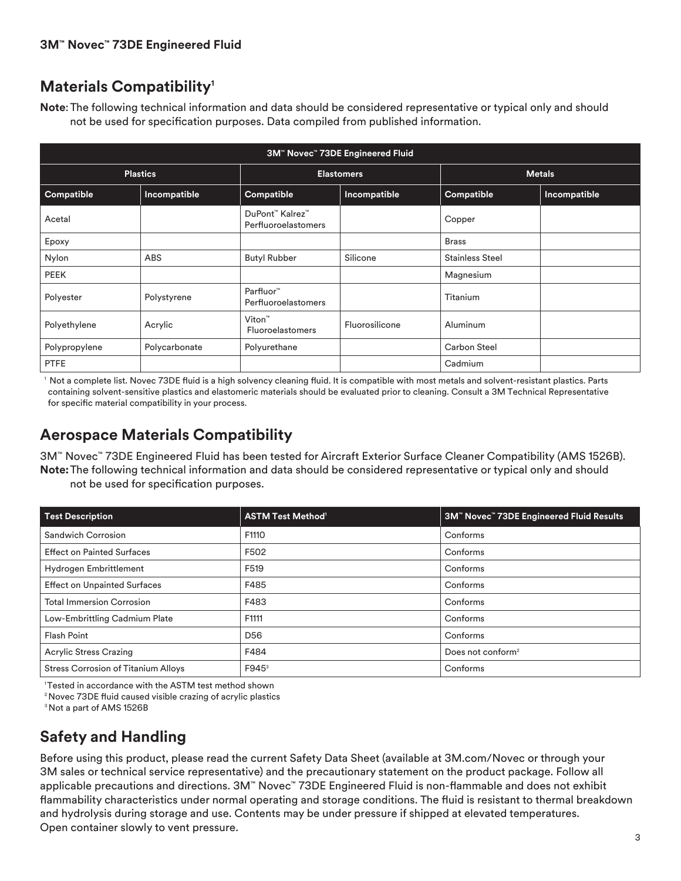## Materials Compatibility[1]

**Note:** The following technical information and data should be considered representative or typical only and should not be used for specification purposes. Data compiled from published information.

| 3M™ Novec™ 73DE Engineered Fluid | | | | | |
|---|---|---|---|---|---|
| Plastics | | Elastomers | | Metals | |
| **Compatible** | **Incompatible** | **Compatible** | **Incompatible** | **Compatible** | **Incompatible** |
| Acetal | | DuPont™ Kalrez™ Perfluoroelastomers | | Copper | |
| Epoxy | | | | Brass | |
| Nylon | ABS | Butyl Rubber | Silicone | Stainless Steel | |
| PEEK | | | | Magnesium | |
| Polyester | Polystyrene | Parfluor™ Perfluoroelastomers | | Titanium | |
| Polyethylene | Acrylic | Viton™ Fluoroelastomers | Fluorosilicone | Aluminum | |
| Polypropylene | Polycarbonate | Polyurethane | | Carbon Steel | |
| PTFE | | | | Cadmium | |

[1] Not a complete list. Novec 73DE fluid is a high solvency cleaning fluid. It is compatible with most metals and solvent-resistant plastics. Parts containing solvent-sensitive plastics and elastomeric materials should be evaluated prior to cleaning. Consult a 3M Technical Representative for specific material compatibility in your process.

## Aerospace Materials Compatibility

3M™ Novec™ 73DE Engineered Fluid has been tested for Aircraft Exterior Surface Cleaner Compatibility (AMS 1526B).

**Note:** The following technical information and data should be considered representative or typical only and should not be used for specification purposes.

| Test Description | ASTM Test Method[1] | 3M™ Novec™ 73DE Engineered Fluid Results |
|---|---|---|
| Sandwich Corrosion | F1110 | Conforms |
| Effect on Painted Surfaces | F502 | Conforms |
| Hydrogen Embrittlement | F519 | Conforms |
| Effect on Unpainted Surfaces | F485 | Conforms |
| Total Immersion Corrosion | F483 | Conforms |
| Low-Embrittling Cadmium Plate | F1111 | Conforms |
| Flash Point | D56 | Conforms |
| Acrylic Stress Crazing | F484 | Does not conform[2] |
| Stress Corrosion of Titanium Alloys | F945[3] | Conforms |

[1] Tested in accordance with the ASTM test method shown
[2] Novec 73DE fluid caused visible crazing of acrylic plastics
[3] Not a part of AMS 1526B

## Safety and Handling

Before using this product, please read the current Safety Data Sheet (available at 3M.com/Novec or through your 3M sales or technical service representative) and the precautionary statement on the product package. Follow all applicable precautions and directions. 3M™ Novec™ 73DE Engineered Fluid is non-flammable and does not exhibit flammability characteristics under normal operating and storage conditions. The fluid is resistant to thermal breakdown and hydrolysis during storage and use. Contents may be under pressure if shipped at elevated temperatures. Open container slowly to vent pressure.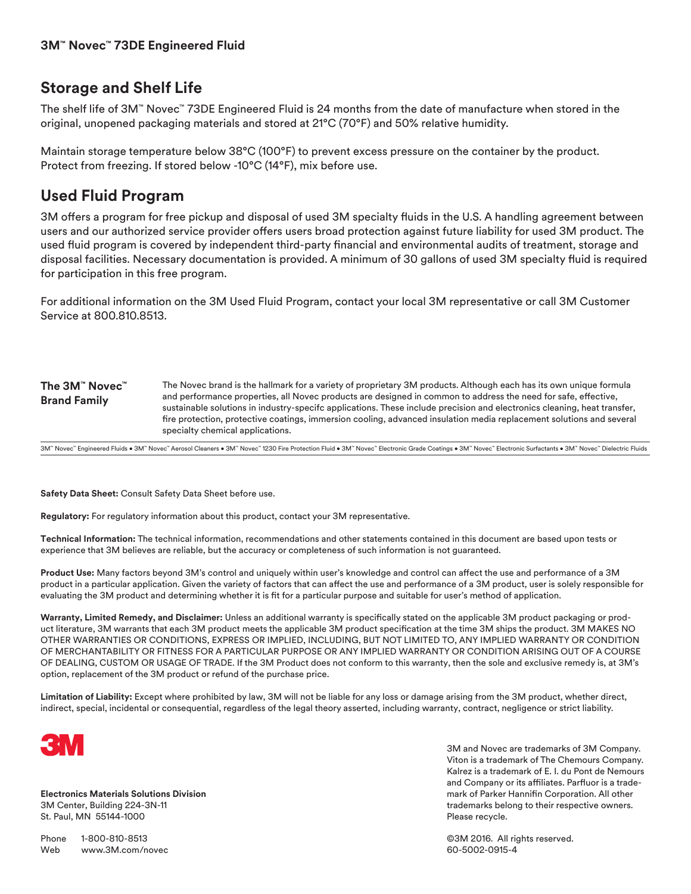## Storage and Shelf Life

The shelf life of 3M™ Novec™ 73DE Engineered Fluid is 24 months from the date of manufacture when stored in the original, unopened packaging materials and stored at 21°C (70°F) and 50% relative humidity.

Maintain storage temperature below 38°C (100°F) to prevent excess pressure on the container by the product. Protect from freezing. If stored below -10°C (14°F), mix before use.

## Used Fluid Program

3M offers a program for free pickup and disposal of used 3M specialty fluids in the U.S. A handling agreement between users and our authorized service provider offers users broad protection against future liability for used 3M product. The used fluid program is covered by independent third-party financial and environmental audits of treatment, storage and disposal facilities. Necessary documentation is provided. A minimum of 30 gallons of used 3M specialty fluid is required for participation in this free program.

For additional information on the 3M Used Fluid Program, contact your local 3M representative or call 3M Customer Service at 800.810.8513.

**The 3M™ Novec™ Brand Family**

The Novec brand is the hallmark for a variety of proprietary 3M products. Although each has its own unique formula and performance properties, all Novec products are designed in common to address the need for safe, effective, sustainable solutions in industry-specifc applications. These include precision and electronics cleaning, heat transfer, fire protection, protective coatings, immersion cooling, advanced insulation media replacement solutions and several specialty chemical applications.

3M™ Novec™ Engineered Fluids • 3M™ Novec™ Aerosol Cleaners • 3M™ Novec™ 1230 Fire Protection Fluid • 3M™ Novec™ Electronic Grade Coatings • 3M™ Novec™ Electronic Surfactants • 3M™ Novec™ Dielectric Fluids

**Safety Data Sheet:** Consult Safety Data Sheet before use.

**Regulatory:** For regulatory information about this product, contact your 3M representative.

**Technical Information:** The technical information, recommendations and other statements contained in this document are based upon tests or experience that 3M believes are reliable, but the accuracy or completeness of such information is not guaranteed.

**Product Use:** Many factors beyond 3M's control and uniquely within user's knowledge and control can affect the use and performance of a 3M product in a particular application. Given the variety of factors that can affect the use and performance of a 3M product, user is solely responsible for evaluating the 3M product and determining whether it is fit for a particular purpose and suitable for user's method of application.

**Warranty, Limited Remedy, and Disclaimer:** Unless an additional warranty is specifically stated on the applicable 3M product packaging or product literature, 3M warrants that each 3M product meets the applicable 3M product specification at the time 3M ships the product. 3M MAKES NO OTHER WARRANTIES OR CONDITIONS, EXPRESS OR IMPLIED, INCLUDING, BUT NOT LIMITED TO, ANY IMPLIED WARRANTY OR CONDITION OF MERCHANTABILITY OR FITNESS FOR A PARTICULAR PURPOSE OR ANY IMPLIED WARRANTY OR CONDITION ARISING OUT OF A COURSE OF DEALING, CUSTOM OR USAGE OF TRADE. If the 3M Product does not conform to this warranty, then the sole and exclusive remedy is, at 3M's option, replacement of the 3M product or refund of the purchase price.

**Limitation of Liability:** Except where prohibited by law, 3M will not be liable for any loss or damage arising from the 3M product, whether direct, indirect, special, incidental or consequential, regardless of the legal theory asserted, including warranty, contract, negligence or strict liability.

3M

**Electronics Materials Solutions Division**
3M Center, Building 224-3N-11
St. Paul, MN 55144-1000

Phone 1-800-810-8513
Web www.3M.com/novec

3M and Novec are trademarks of 3M Company. Viton is a trademark of The Chemours Company. Kalrez is a trademark of E. I. du Pont de Nemours and Company or its affiliates. Parfluor is a trademark of Parker Hannifin Corporation. All other trademarks belong to their respective owners. Please recycle.

©3M 2016. All rights reserved.
60-5002-0915-4